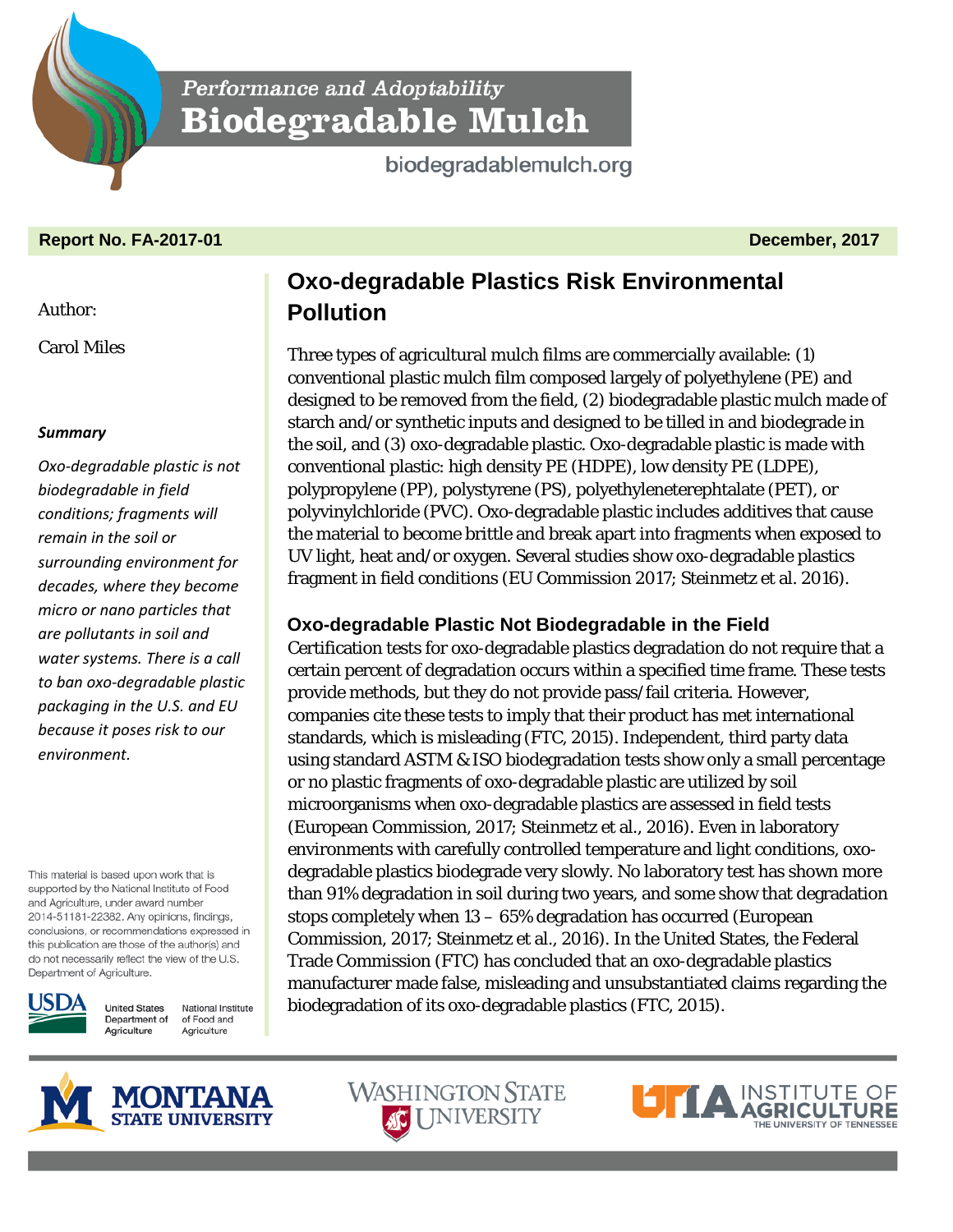Performance and Adoptability

# Biodegradable Mulch

biodegradablemulch.org

**Report No. FA-2017-01** **December, 2017**

Author:

Carol Miles

***Summary***

*Oxo-degradable plastic is not biodegradable in field conditions; fragments will remain in the soil or surrounding environment for decades, where they become micro or nano particles that are pollutants in soil and water systems. There is a call to ban oxo-degradable plastic packaging in the U.S. and EU because it poses risk to our environment.*

This material is based upon work that is supported by the National Institute of Food and Agriculture, under award number 2014-51181-22382. Any opinions, findings, conclusions, or recommendations expressed in this publication are those of the author(s) and do not necessarily reflect the view of the U.S. Department of Agriculture.

USDA United States Department of Agriculture — National Institute of Food and Agriculture

## Oxo-degradable Plastics Risk Environmental Pollution

Three types of agricultural mulch films are commercially available: (1) conventional plastic mulch film composed largely of polyethylene (PE) and designed to be removed from the field, (2) biodegradable plastic mulch made of starch and/or synthetic inputs and designed to be tilled in and biodegrade in the soil, and (3) oxo-degradable plastic. Oxo-degradable plastic is made with conventional plastic: high density PE (HDPE), low density PE (LDPE), polypropylene (PP), polystyrene (PS), polyethyleneterephtalate (PET), or polyvinylchloride (PVC). Oxo-degradable plastic includes additives that cause the material to become brittle and break apart into fragments when exposed to UV light, heat and/or oxygen. Several studies show oxo-degradable plastics fragment in field conditions (EU Commission 2017; Steinmetz et al. 2016).

### Oxo-degradable Plastic Not Biodegradable in the Field

Certification tests for oxo-degradable plastics degradation do not require that a certain percent of degradation occurs within a specified time frame. These tests provide methods, but they do not provide pass/fail criteria. However, companies cite these tests to imply that their product has met international standards, which is misleading (FTC, 2015). Independent, third party data using standard ASTM & ISO biodegradation tests show only a small percentage or no plastic fragments of oxo-degradable plastic are utilized by soil microorganisms when oxo-degradable plastics are assessed in field tests (European Commission, 2017; Steinmetz et al., 2016). Even in laboratory environments with carefully controlled temperature and light conditions, oxo-degradable plastics biodegrade very slowly. No laboratory test has shown more than 91% degradation in soil during two years, and some show that degradation stops completely when 13 – 65% degradation has occurred (European Commission, 2017; Steinmetz et al., 2016). In the United States, the Federal Trade Commission (FTC) has concluded that an oxo-degradable plastics manufacturer made false, misleading and unsubstantiated claims regarding the biodegradation of its oxo-degradable plastics (FTC, 2015).

MONTANA STATE UNIVERSITY — WASHINGTON STATE UNIVERSITY — UTIA INSTITUTE OF AGRICULTURE, THE UNIVERSITY OF TENNESSEE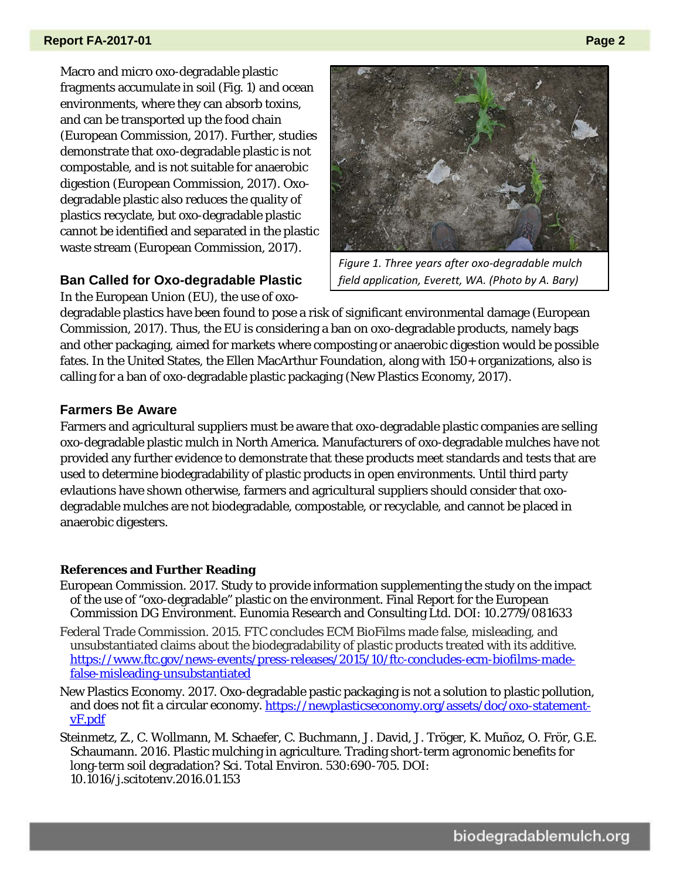Macro and micro oxo-degradable plastic fragments accumulate in soil (Fig. 1) and ocean environments, where they can absorb toxins, and can be transported up the food chain (European Commission, 2017). Further, studies demonstrate that oxo-degradable plastic is not compostable, and is not suitable for anaerobic digestion (European Commission, 2017). Oxo-degradable plastic also reduces the quality of plastics recyclate, but oxo-degradable plastic cannot be identified and separated in the plastic waste stream (European Commission, 2017).

*Figure 1. Three years after oxo-degradable mulch field application, Everett, WA. (Photo by A. Bary)*

### Ban Called for Oxo-degradable Plastic

In the European Union (EU), the use of oxo-degradable plastics have been found to pose a risk of significant environmental damage (European Commission, 2017). Thus, the EU is considering a ban on oxo-degradable products, namely bags and other packaging, aimed for markets where composting or anaerobic digestion would be possible fates. In the United States, the Ellen MacArthur Foundation, along with 150+ organizations, also is calling for a ban of oxo-degradable plastic packaging (New Plastics Economy, 2017).

### Farmers Be Aware

Farmers and agricultural suppliers must be aware that oxo-degradable plastic companies are selling oxo-degradable plastic mulch in North America. Manufacturers of oxo-degradable mulches have not provided any further evidence to demonstrate that these products meet standards and tests that are used to determine biodegradability of plastic products in open environments. Until third party evlautions have shown otherwise, farmers and agricultural suppliers should consider that oxo-degradable mulches are not biodegradable, compostable, or recyclable, and cannot be placed in anaerobic digesters.

**References and Further Reading**

European Commission. 2017. Study to provide information supplementing the study on the impact of the use of "oxo-degradable" plastic on the environment. Final Report for the European Commission DG Environment. Eunomia Research and Consulting Ltd. DOI: 10.2779/081633

Federal Trade Commission. 2015. FTC concludes ECM BioFilms made false, misleading, and unsubstantiated claims about the biodegradability of plastic products treated with its additive. https://www.ftc.gov/news-events/press-releases/2015/10/ftc-concludes-ecm-biofilms-made-false-misleading-unsubstantiated

New Plastics Economy. 2017. Oxo-degradable pastic packaging is not a solution to plastic pollution, and does not fit a circular economy. https://newplasticseconomy.org/assets/doc/oxo-statement-vF.pdf

Steinmetz, Z., C. Wollmann, M. Schaefer, C. Buchmann, J. David, J. Tröger, K. Muñoz, O. Frör, G.E. Schaumann. 2016. Plastic mulching in agriculture. Trading short-term agronomic benefits for long-term soil degradation? Sci. Total Environ. 530:690-705. DOI: 10.1016/j.scitotenv.2016.01.153